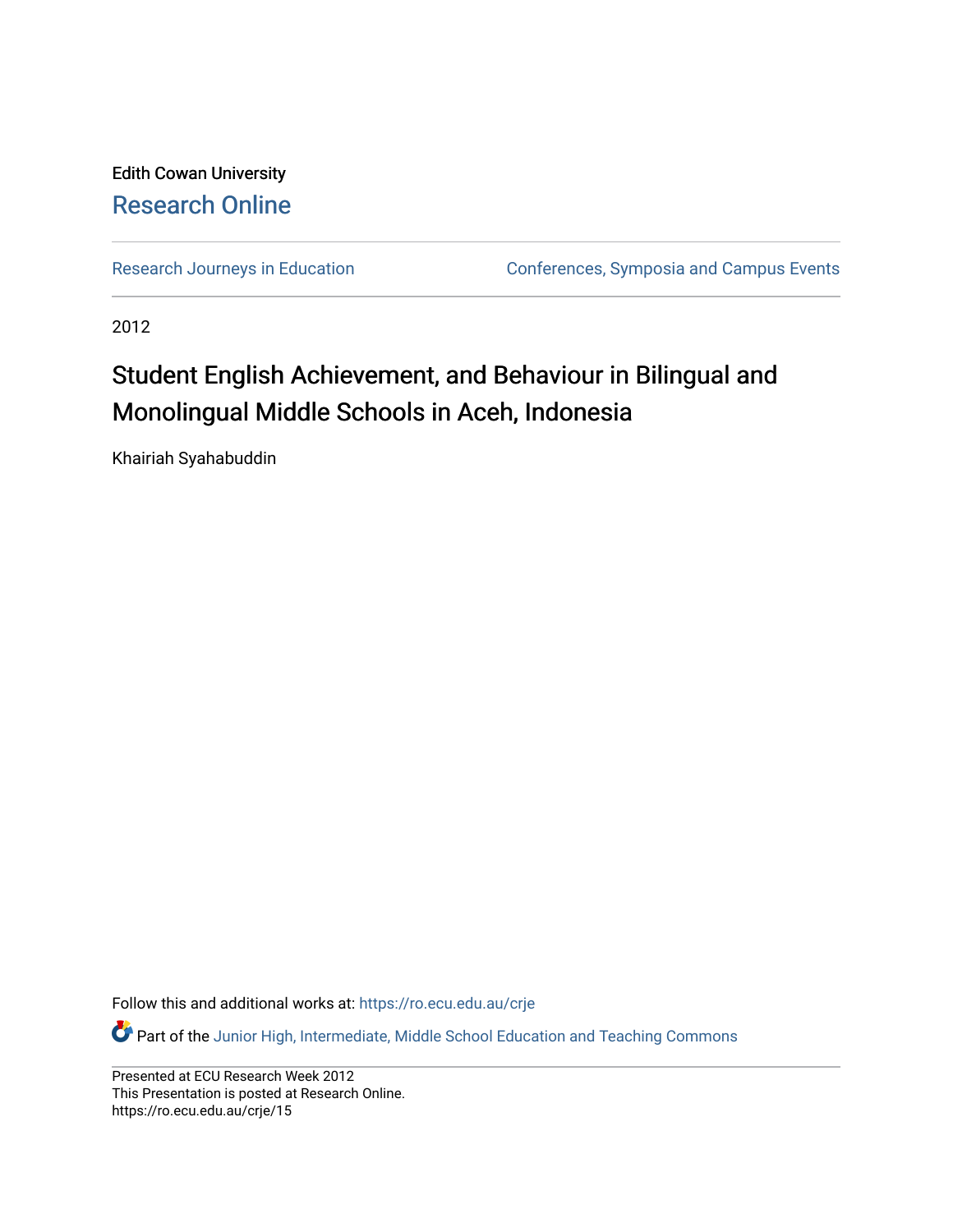Edith Cowan University

## Research Online

Research Journeys in Education

Conferences, Symposia and Campus Events

2012

# Student English Achievement, and Behaviour in Bilingual and Monolingual Middle Schools in Aceh, Indonesia

Khairiah Syahabuddin

Follow this and additional works at: https://ro.ecu.edu.au/crje

Part of the Junior High, Intermediate, Middle School Education and Teaching Commons

Presented at ECU Research Week 2012
This Presentation is posted at Research Online.
https://ro.ecu.edu.au/crje/15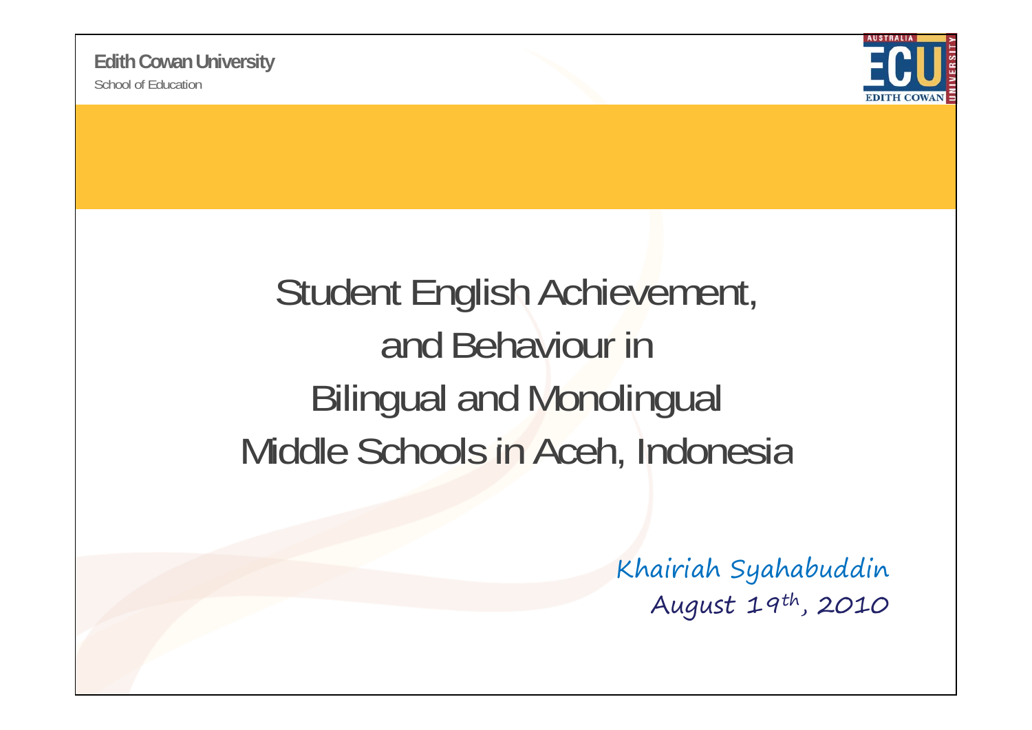Edith Cowan University

School of Education

# Student English Achievement, and Behaviour in Bilingual and Monolingual Middle Schools in Aceh, Indonesia

Khairiah Syahabuddin

August 19th, 2010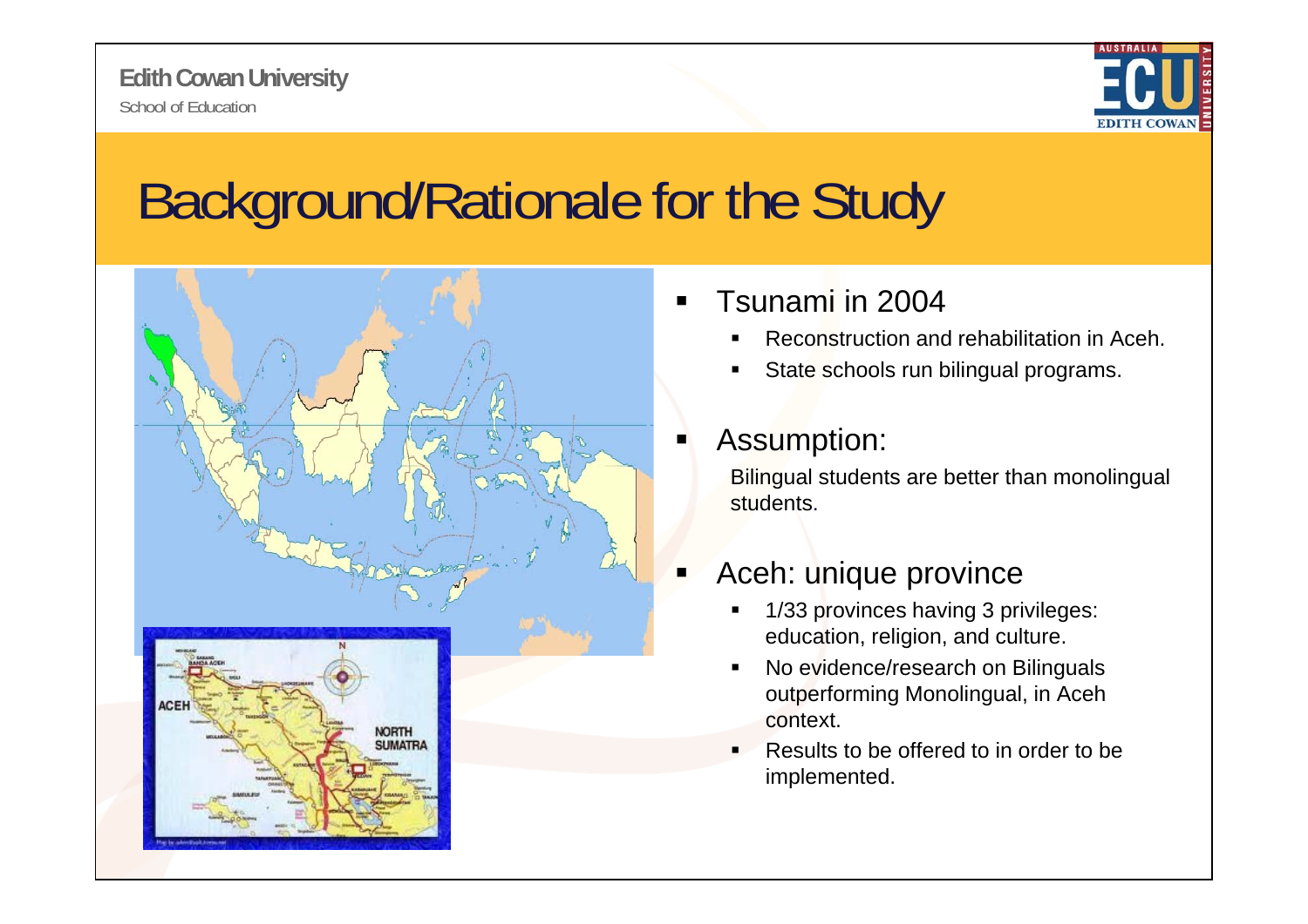# Background/Rationale for the Study

- Tsunami in 2004
  - Reconstruction and rehabilitation in Aceh.
  - State schools run bilingual programs.
- Assumption:

  Bilingual students are better than monolingual students.
- Aceh: unique province
  - 1/33 provinces having 3 privileges: education, religion, and culture.
  - No evidence/research on Bilinguals outperforming Monolingual, in Aceh context.
  - Results to be offered to in order to be implemented.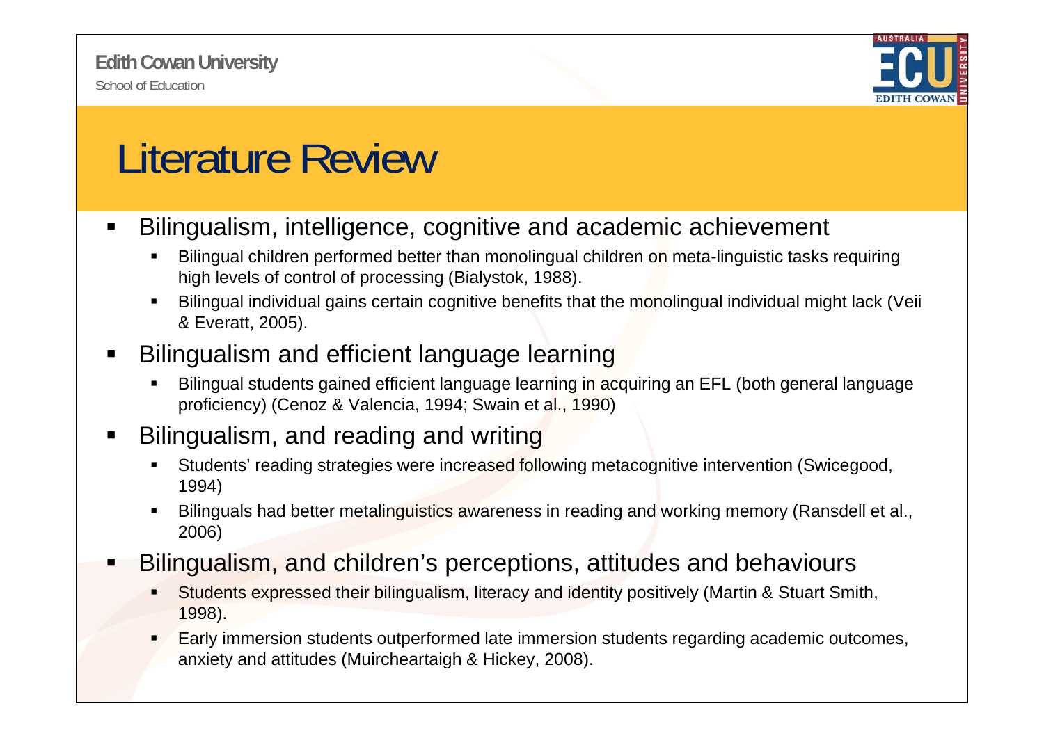# Literature Review

- Bilingualism, intelligence, cognitive and academic achievement
  - Bilingual children performed better than monolingual children on meta-linguistic tasks requiring high levels of control of processing (Bialystok, 1988).
  - Bilingual individual gains certain cognitive benefits that the monolingual individual might lack (Veii & Everatt, 2005).
- Bilingualism and efficient language learning
  - Bilingual students gained efficient language learning in acquiring an EFL (both general language proficiency) (Cenoz & Valencia, 1994; Swain et al., 1990)
- Bilingualism, and reading and writing
  - Students' reading strategies were increased following metacognitive intervention (Swicegood, 1994)
  - Bilinguals had better metalinguistics awareness in reading and working memory (Ransdell et al., 2006)
- Bilingualism, and children's perceptions, attitudes and behaviours
  - Students expressed their bilingualism, literacy and identity positively (Martin & Stuart Smith, 1998).
  - Early immersion students outperformed late immersion students regarding academic outcomes, anxiety and attitudes (Muircheartaigh & Hickey, 2008).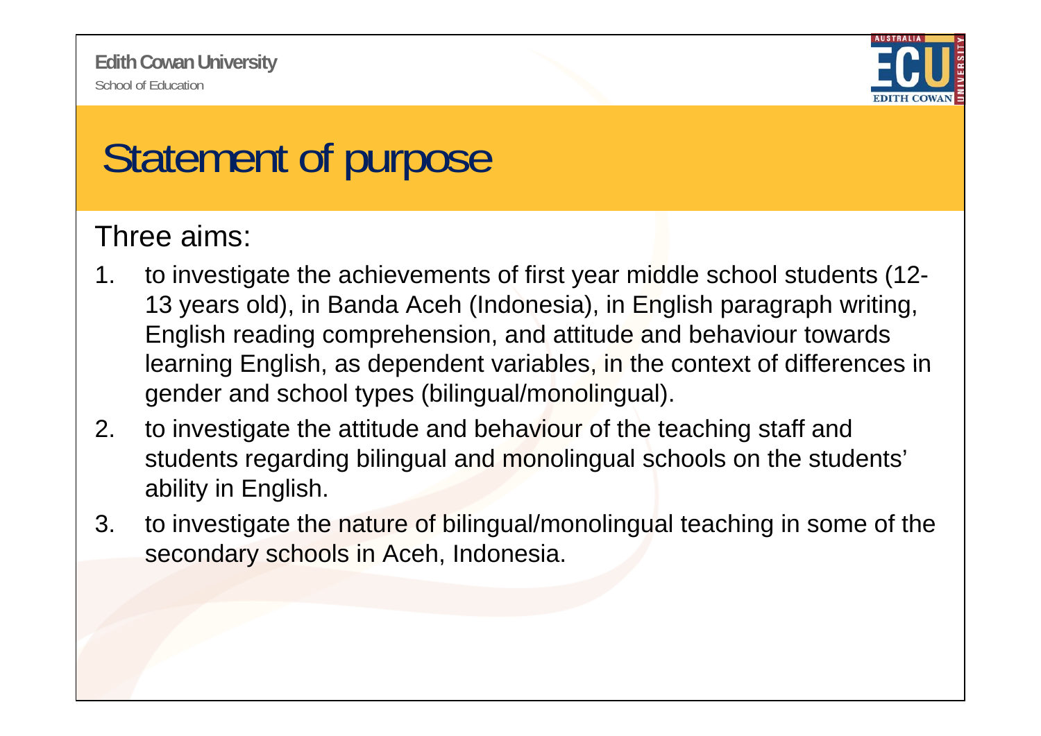# Statement of purpose

Three aims:

1. to investigate the achievements of first year middle school students (12-13 years old), in Banda Aceh (Indonesia), in English paragraph writing, English reading comprehension, and attitude and behaviour towards learning English, as dependent variables, in the context of differences in gender and school types (bilingual/monolingual).
2. to investigate the attitude and behaviour of the teaching staff and students regarding bilingual and monolingual schools on the students' ability in English.
3. to investigate the nature of bilingual/monolingual teaching in some of the secondary schools in Aceh, Indonesia.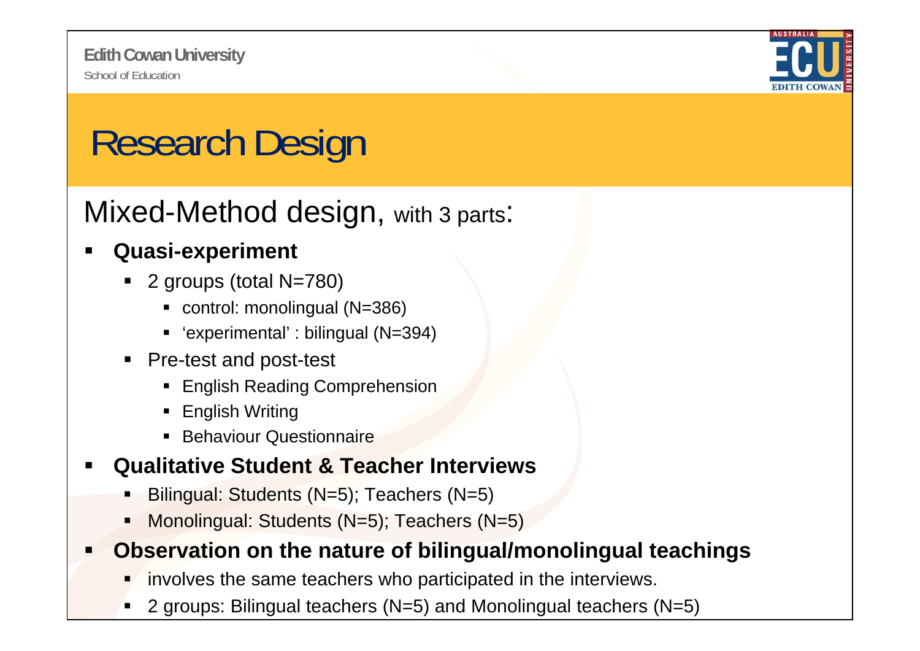# Research Design

## Mixed-Method design, with 3 parts:

- **Quasi-experiment**
  - 2 groups (total N=780)
    - control: monolingual (N=386)
    - 'experimental' : bilingual (N=394)
  - Pre-test and post-test
    - English Reading Comprehension
    - English Writing
    - Behaviour Questionnaire
- **Qualitative Student & Teacher Interviews**
  - Bilingual: Students (N=5); Teachers (N=5)
  - Monolingual: Students (N=5); Teachers (N=5)
- **Observation on the nature of bilingual/monolingual teachings**
  - involves the same teachers who participated in the interviews.
  - 2 groups: Bilingual teachers (N=5) and Monolingual teachers (N=5)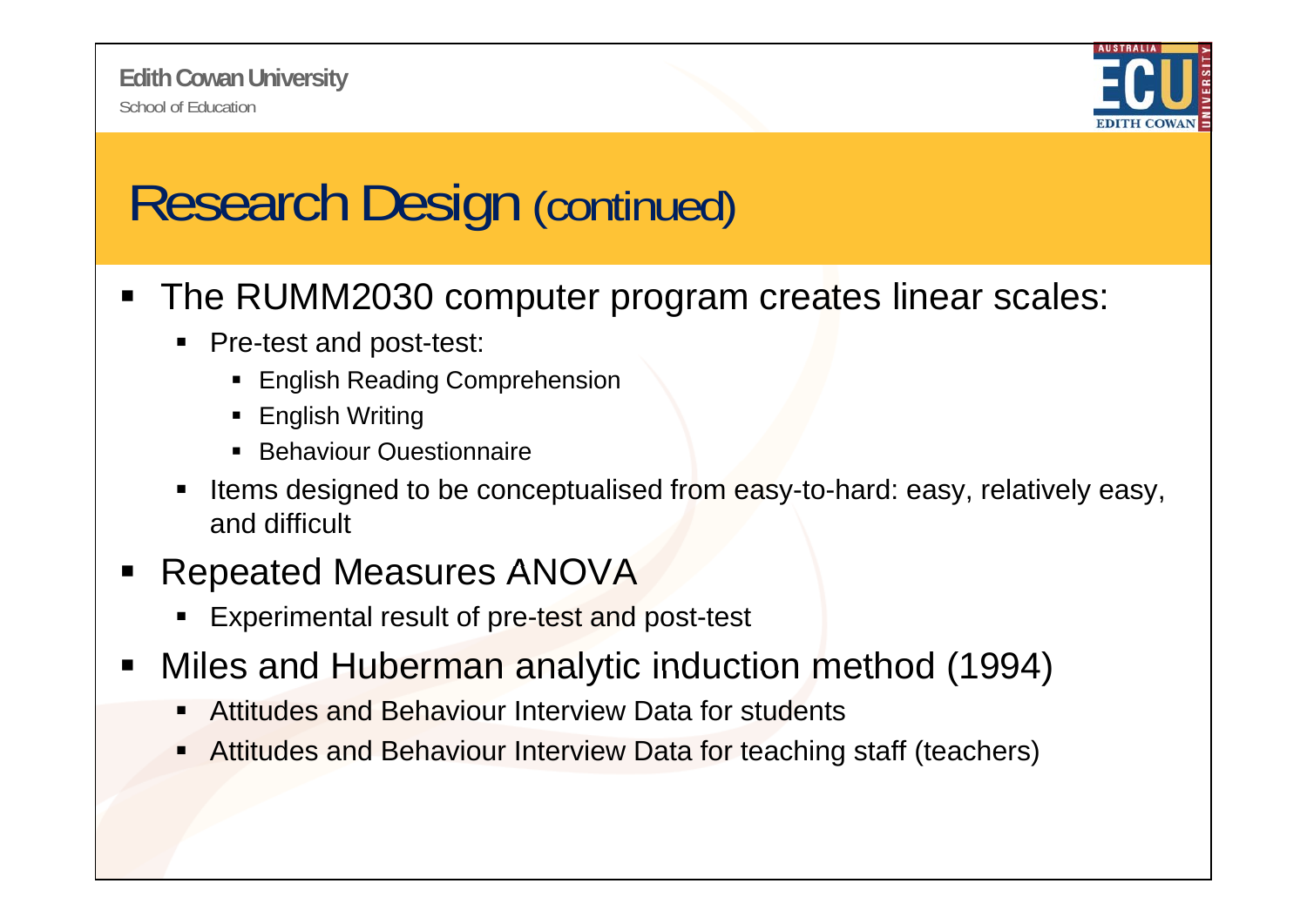# Research Design (continued)

- The RUMM2030 computer program creates linear scales:
  - Pre-test and post-test:
    - English Reading Comprehension
    - English Writing
    - Behaviour Questionnaire
  - Items designed to be conceptualised from easy-to-hard: easy, relatively easy, and difficult
- Repeated Measures ANOVA
  - Experimental result of pre-test and post-test
- Miles and Huberman analytic induction method (1994)
  - Attitudes and Behaviour Interview Data for students
  - Attitudes and Behaviour Interview Data for teaching staff (teachers)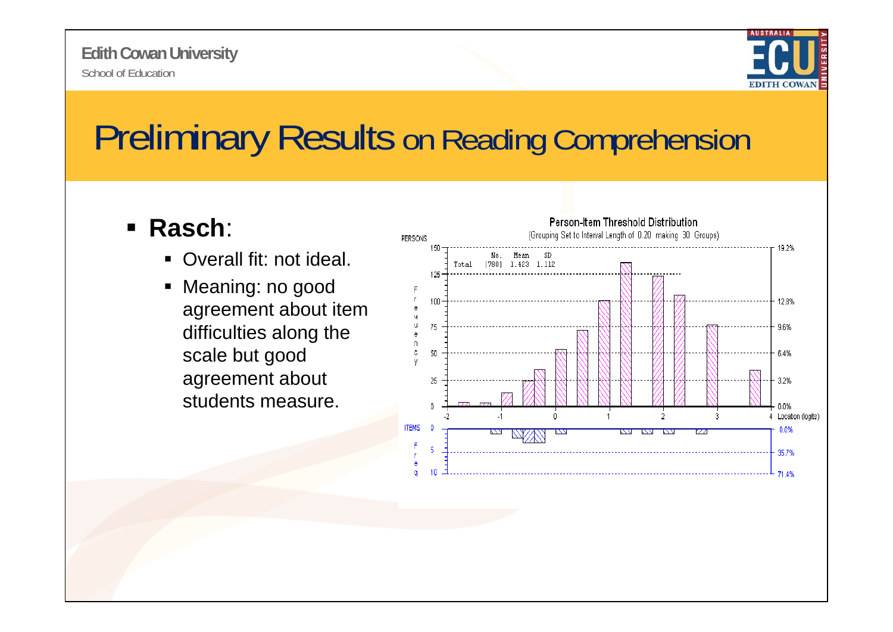# Preliminary Results on Reading Comprehension

- **Rasch**:
  - Overall fit: not ideal.
  - Meaning: no good agreement about item difficulties along the scale but good agreement about students measure.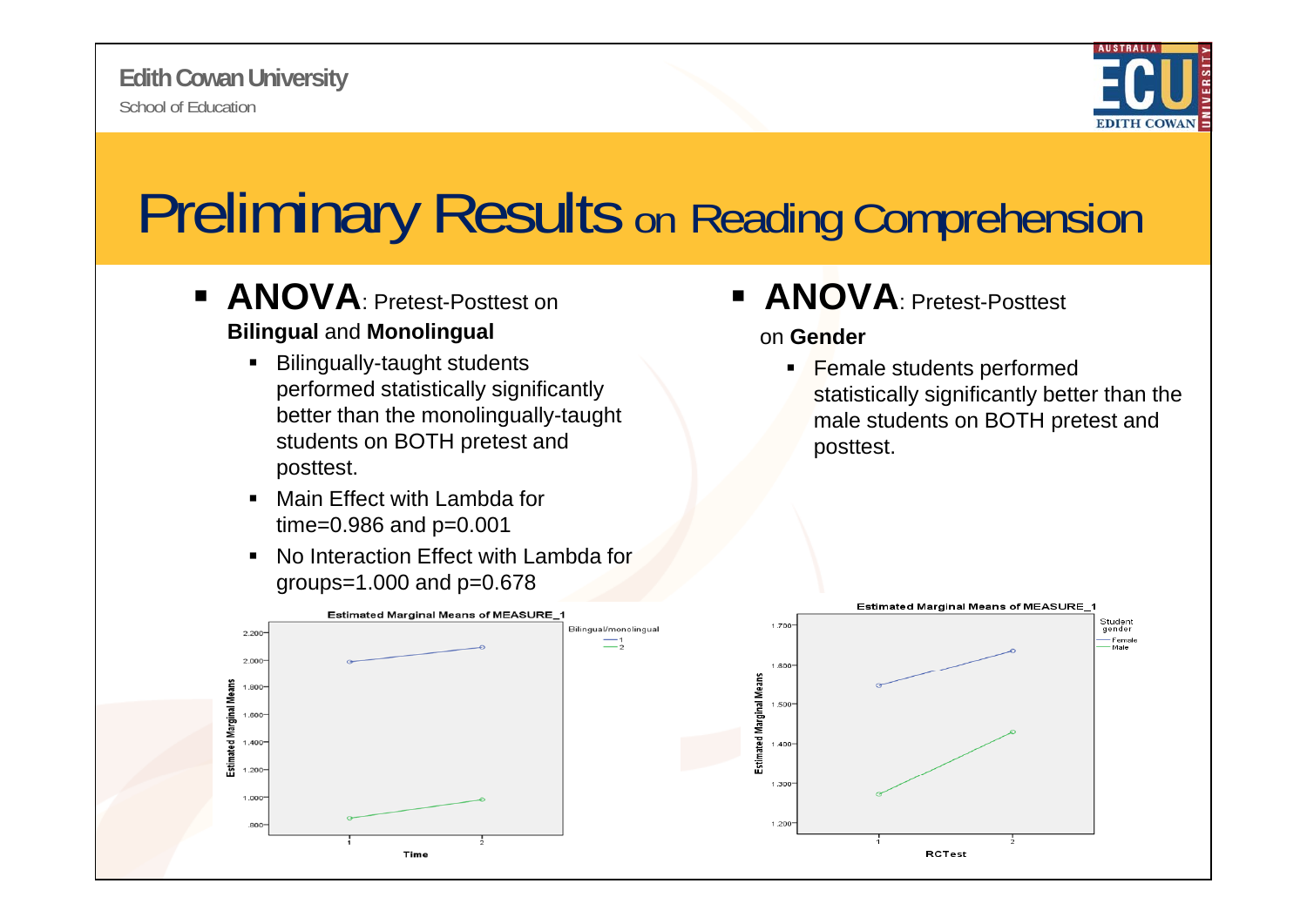# Preliminary Results on Reading Comprehension

- **ANOVA**: Pretest-Posttest on **Bilingual** and **Monolingual**
  - Bilingually-taught students performed statistically significantly better than the monolingually-taught students on BOTH pretest and posttest.
  - Main Effect with Lambda for time=0.986 and p=0.001
  - No Interaction Effect with Lambda for groups=1.000 and p=0.678

- **ANOVA**: Pretest-Posttest on **Gender**
  - Female students performed statistically significantly better than the male students on BOTH pretest and posttest.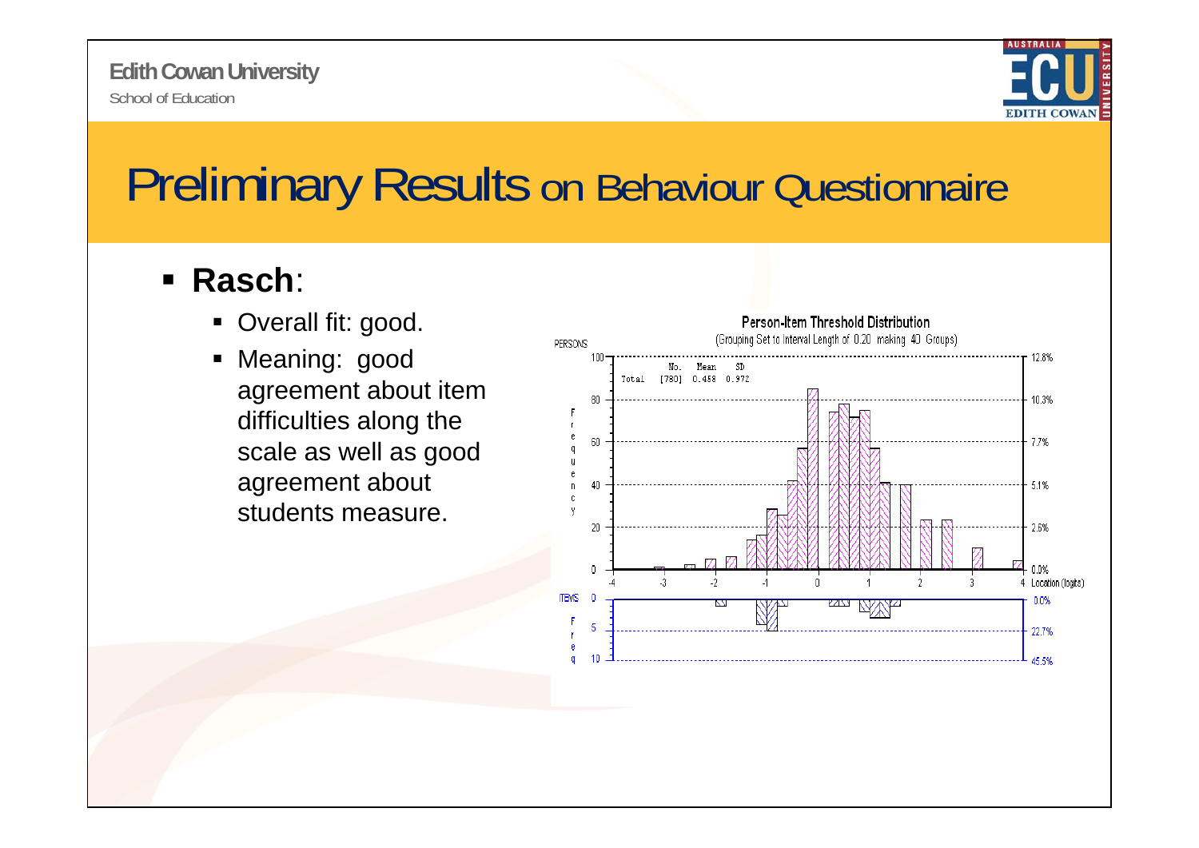# Preliminary Results on Behaviour Questionnaire

- **Rasch**:
  - Overall fit: good.
  - Meaning: good agreement about item difficulties along the scale as well as good agreement about students measure.

**Person-Item Threshold Distribution**

(Grouping Set to Interval Length of 0.20 making 40 Groups)

| | No. | Mean | SD |
|---|---|---|---|
| Total | [780] | 0.458 | 0.972 |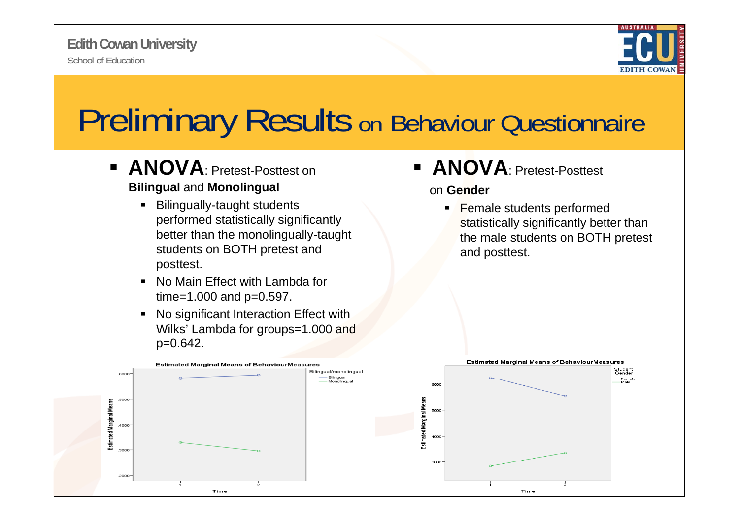# Preliminary Results on Behaviour Questionnaire

- **ANOVA**: Pretest-Posttest on **Bilingual** and **Monolingual**
  - Bilingually-taught students performed statistically significantly better than the monolingually-taught students on BOTH pretest and posttest.
  - No Main Effect with Lambda for time=1.000 and p=0.597.
  - No significant Interaction Effect with Wilks' Lambda for groups=1.000 and p=0.642.

Estimated Marginal Means of BehaviourMeasures

Bilingual/monolingual
Bilingual
Monolingual

Estimated Marginal Means

.6000
.5000
.4000
.3000
.2000

1
2
Time

- **ANOVA**: Pretest-Posttest on **Gender**
  - Female students performed statistically significantly better than the male students on BOTH pretest and posttest.

Estimated Marginal Means of BehaviourMeasures

Student Gender
Female
Male

Estimated Marginal Means

.6000
.5000
.4000
.3000

1
2
Time